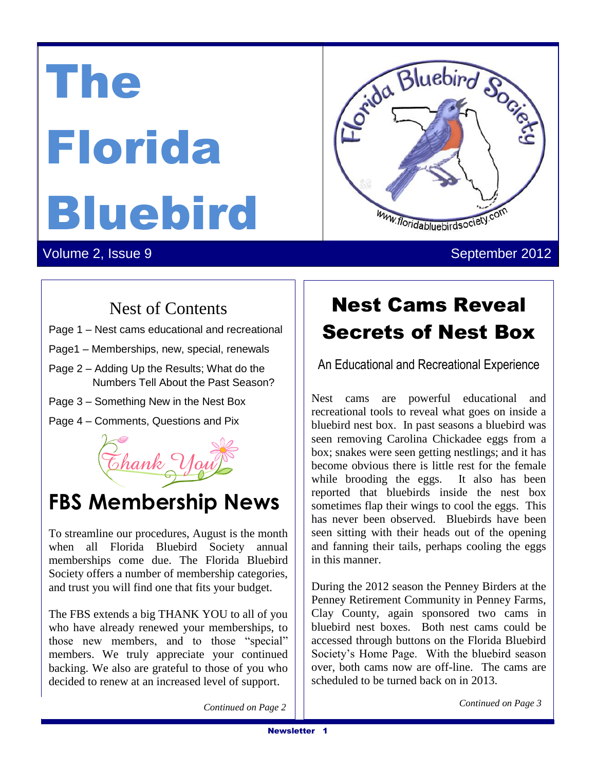# The Florida Bluebird

Volume 2, Issue 9 September 2012

## Nest of Contents

Page 1 – Nest cams educational and recreational

Page1 – Memberships, new, special, renewals

Page 2 – Adding Up the Results; What do the Numbers Tell About the Past Season?

Page 3 – Something New in the Nest Box

Page 4 – Comments, Questions and Pix

## FBS Membership News

To streamline our procedures, August is the month when all Florida Bluebird Society annual memberships come due. The Florida Bluebird Society offers a number of membership categories, and trust you will find one that fits your budget.

The FBS extends a big THANK YOU to all of you who have already renewed your memberships, to those new members, and to those "special" members. We truly appreciate your continued backing. We also are grateful to those of you who decided to renew at an increased level of support.

*Continued on Page 2*

## Nest Cams Reveal Secrets of Nest Box

### An Educational and Recreational Experience

Nest cams are powerful educational and recreational tools to reveal what goes on inside a bluebird nest box. In past seasons a bluebird was seen removing Carolina Chickadee eggs from a box; snakes were seen getting nestlings; and it has become obvious there is little rest for the female while brooding the eggs. It also has been reported that bluebirds inside the nest box sometimes flap their wings to cool the eggs. This has never been observed. Bluebirds have been seen sitting with their heads out of the opening and fanning their tails, perhaps cooling the eggs in this manner.

During the 2012 season the Penney Birders at the Penney Retirement Community in Penney Farms, Clay County, again sponsored two cams in bluebird nest boxes. Both nest cams could be accessed through buttons on the Florida Bluebird Society's Home Page. With the bluebird season over, both cams now are off-line. The cams are scheduled to be turned back on in 2013.

*Continued on Page 3*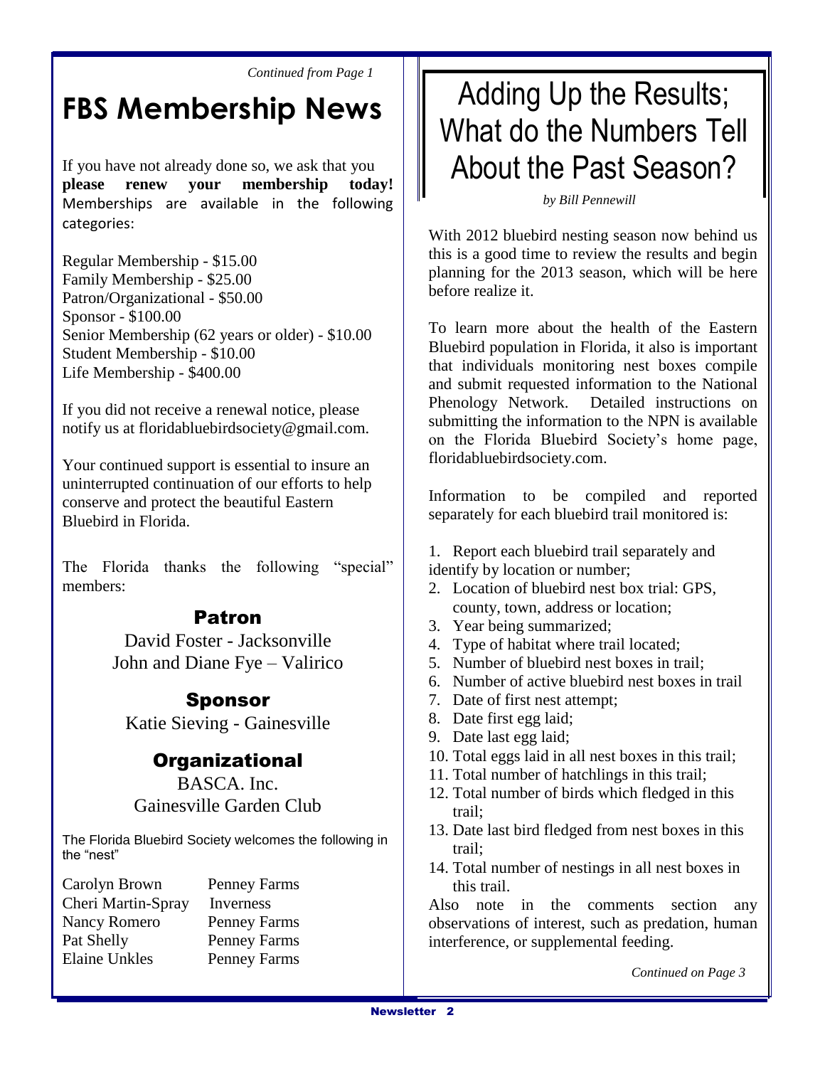*Continued from Page 1*

# FBS Membership News

If you have not already done so, we ask that you **please renew your membership today!** Memberships are available in the following categories:

Regular Membership - $15.00
Family Membership - $25.00
Patron/Organizational - $50.00
Sponsor - $100.00
Senior Membership (62 years or older) - $10.00
Student Membership - $10.00
Life Membership - $400.00

If you did not receive a renewal notice, please notify us at floridabluebirdsociety@gmail.com.

Your continued support is essential to insure an uninterrupted continuation of our efforts to help conserve and protect the beautiful Eastern Bluebird in Florida.

The Florida thanks the following "special" members:

### Patron

David Foster - Jacksonville
John and Diane Fye – Valirico

### Sponsor

Katie Sieving - Gainesville

### Organizational

BASCA. Inc.
Gainesville Garden Club

The Florida Bluebird Society welcomes the following in the "nest"

| | |
|---|---|
| Carolyn Brown | Penney Farms |
| Cheri Martin-Spray | Inverness |
| Nancy Romero | Penney Farms |
| Pat Shelly | Penney Farms |
| Elaine Unkles | Penney Farms |

# Adding Up the Results; What do the Numbers Tell About the Past Season?

*by Bill Pennewill*

With 2012 bluebird nesting season now behind us this is a good time to review the results and begin planning for the 2013 season, which will be here before realize it.

To learn more about the health of the Eastern Bluebird population in Florida, it also is important that individuals monitoring nest boxes compile and submit requested information to the National Phenology Network. Detailed instructions on submitting the information to the NPN is available on the Florida Bluebird Society's home page, floridabluebirdsociety.com.

Information to be compiled and reported separately for each bluebird trail monitored is:

1. Report each bluebird trail separately and identify by location or number;
2. Location of bluebird nest box trial: GPS, county, town, address or location;
3. Year being summarized;
4. Type of habitat where trail located;
5. Number of bluebird nest boxes in trail;
6. Number of active bluebird nest boxes in trail
7. Date of first nest attempt;
8. Date first egg laid;
9. Date last egg laid;
10. Total eggs laid in all nest boxes in this trail;
11. Total number of hatchlings in this trail;
12. Total number of birds which fledged in this trail;
13. Date last bird fledged from nest boxes in this trail;
14. Total number of nestings in all nest boxes in this trail.

Also note in the comments section any observations of interest, such as predation, human interference, or supplemental feeding.

*Continued on Page 3*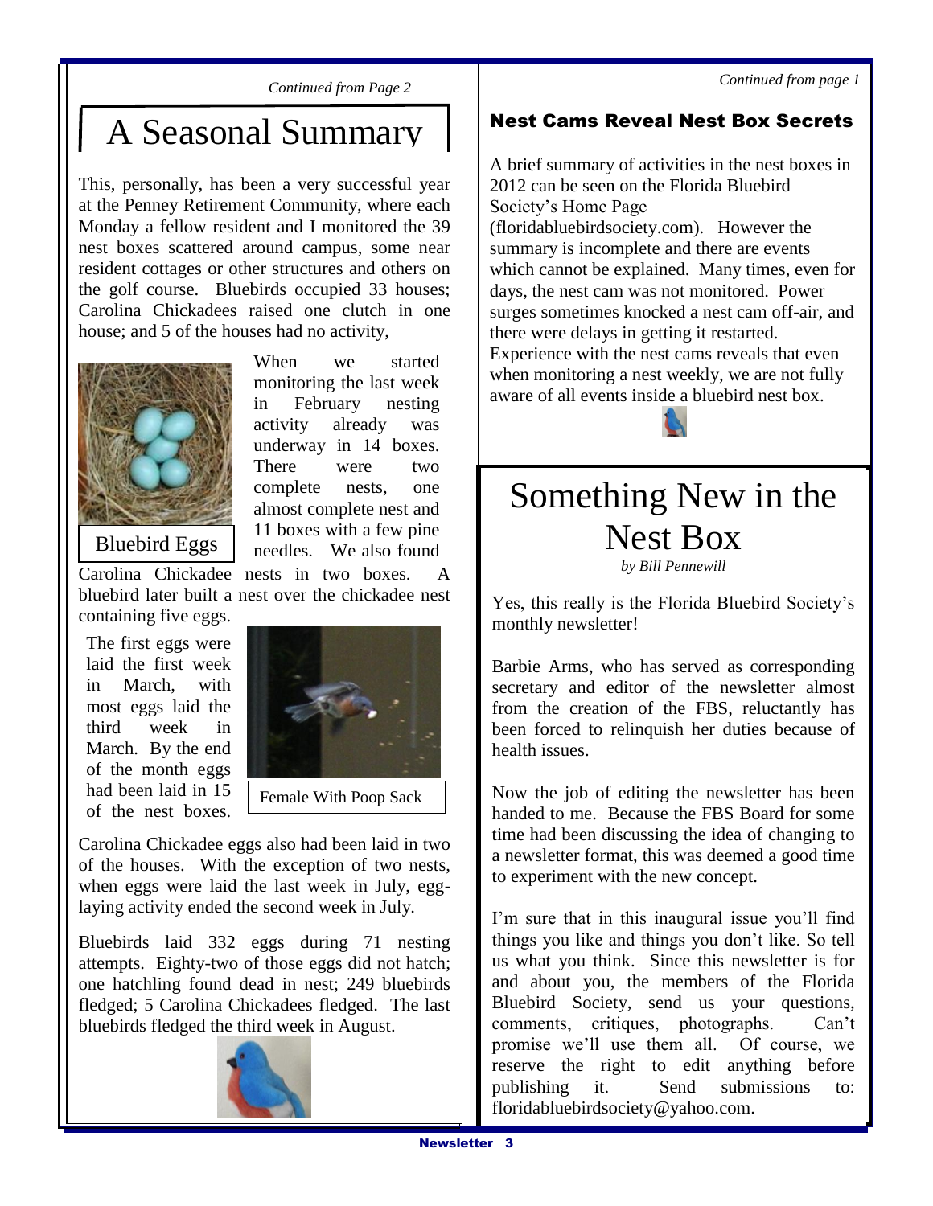*Continued from Page 2*

# A Seasonal Summary

This, personally, has been a very successful year at the Penney Retirement Community, where each Monday a fellow resident and I monitored the 39 nest boxes scattered around campus, some near resident cottages or other structures and others on the golf course. Bluebirds occupied 33 houses; Carolina Chickadees raised one clutch in one house; and 5 of the houses had no activity,

Bluebird Eggs

When we started monitoring the last week in February nesting activity already was underway in 14 boxes. There were two complete nests, one almost complete nest and 11 boxes with a few pine needles. We also found Carolina Chickadee nests in two boxes. A bluebird later built a nest over the chickadee nest containing five eggs.

The first eggs were laid the first week in March, with most eggs laid the third week in March. By the end of the month eggs had been laid in 15 of the nest boxes.

Female With Poop Sack

Carolina Chickadee eggs also had been laid in two of the houses. With the exception of two nests, when eggs were laid the last week in July, egg-laying activity ended the second week in July.

Bluebirds laid 332 eggs during 71 nesting attempts. Eighty-two of those eggs did not hatch; one hatchling found dead in nest; 249 bluebirds fledged; 5 Carolina Chickadees fledged. The last bluebirds fledged the third week in August.

*Continued from page 1*

## Nest Cams Reveal Nest Box Secrets

A brief summary of activities in the nest boxes in 2012 can be seen on the Florida Bluebird Society's Home Page (floridabluebirdsociety.com). However the summary is incomplete and there are events which cannot be explained. Many times, even for days, the nest cam was not monitored. Power surges sometimes knocked a nest cam off-air, and there were delays in getting it restarted. Experience with the nest cams reveals that even when monitoring a nest weekly, we are not fully aware of all events inside a bluebird nest box.

# Something New in the Nest Box

*by Bill Pennewill*

Yes, this really is the Florida Bluebird Society's monthly newsletter!

Barbie Arms, who has served as corresponding secretary and editor of the newsletter almost from the creation of the FBS, reluctantly has been forced to relinquish her duties because of health issues.

Now the job of editing the newsletter has been handed to me. Because the FBS Board for some time had been discussing the idea of changing to a newsletter format, this was deemed a good time to experiment with the new concept.

I'm sure that in this inaugural issue you'll find things you like and things you don't like. So tell us what you think. Since this newsletter is for and about you, the members of the Florida Bluebird Society, send us your questions, comments, critiques, photographs. Can't promise we'll use them all. Of course, we reserve the right to edit anything before publishing it. Send submissions to: floridabluebirdsociety@yahoo.com.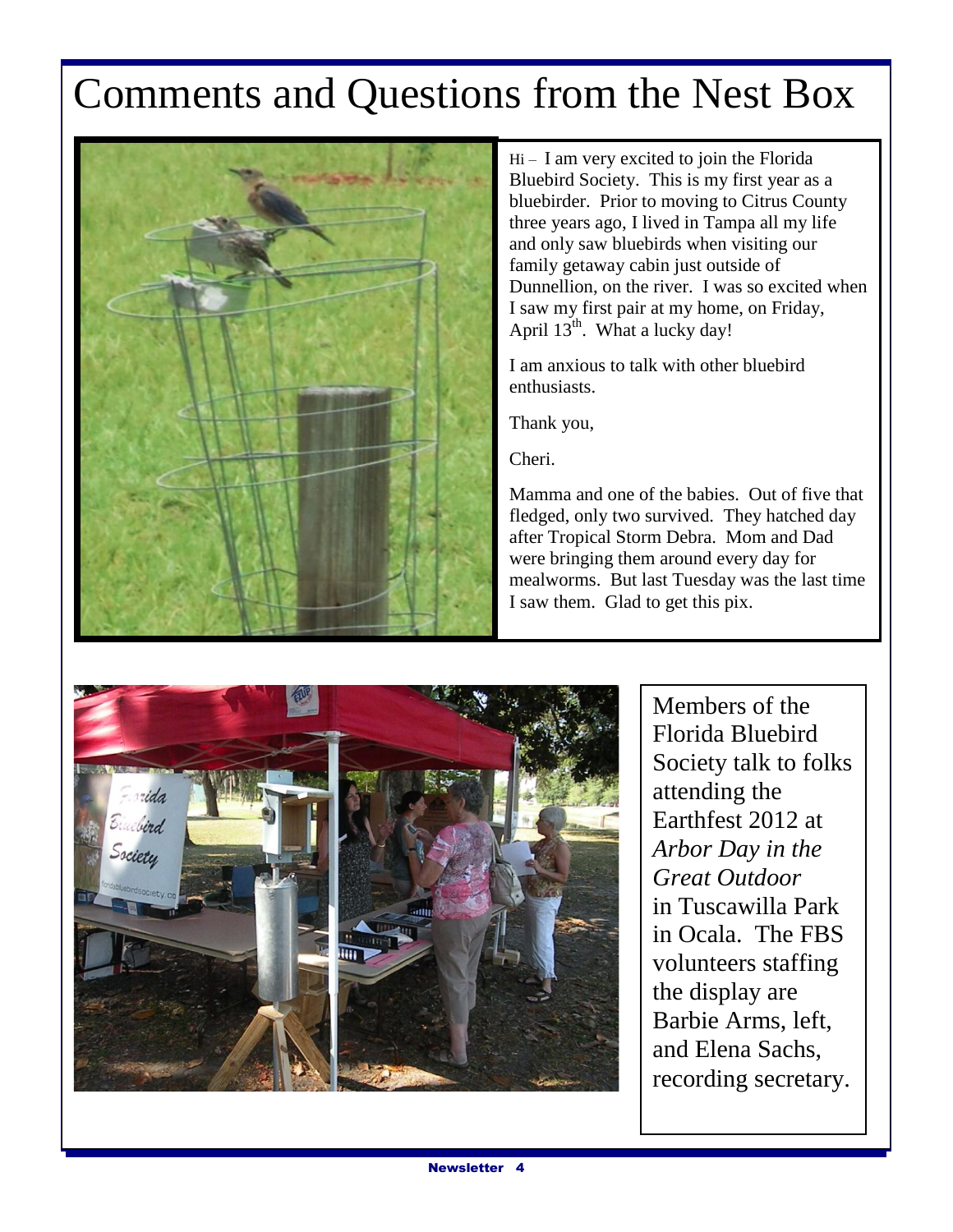# Comments and Questions from the Nest Box

Hi – I am very excited to join the Florida Bluebird Society. This is my first year as a bluebirder. Prior to moving to Citrus County three years ago, I lived in Tampa all my life and only saw bluebirds when visiting our family getaway cabin just outside of Dunnellion, on the river. I was so excited when I saw my first pair at my home, on Friday, April 13th. What a lucky day!

I am anxious to talk with other bluebird enthusiasts.

Thank you,

Cheri.

Mamma and one of the babies. Out of five that fledged, only two survived. They hatched day after Tropical Storm Debra. Mom and Dad were bringing them around every day for mealworms. But last Tuesday was the last time I saw them. Glad to get this pix.

Members of the Florida Bluebird Society talk to folks attending the Earthfest 2012 at *Arbor Day in the Great Outdoor* in Tuscawilla Park in Ocala. The FBS volunteers staffing the display are Barbie Arms, left, and Elena Sachs, recording secretary.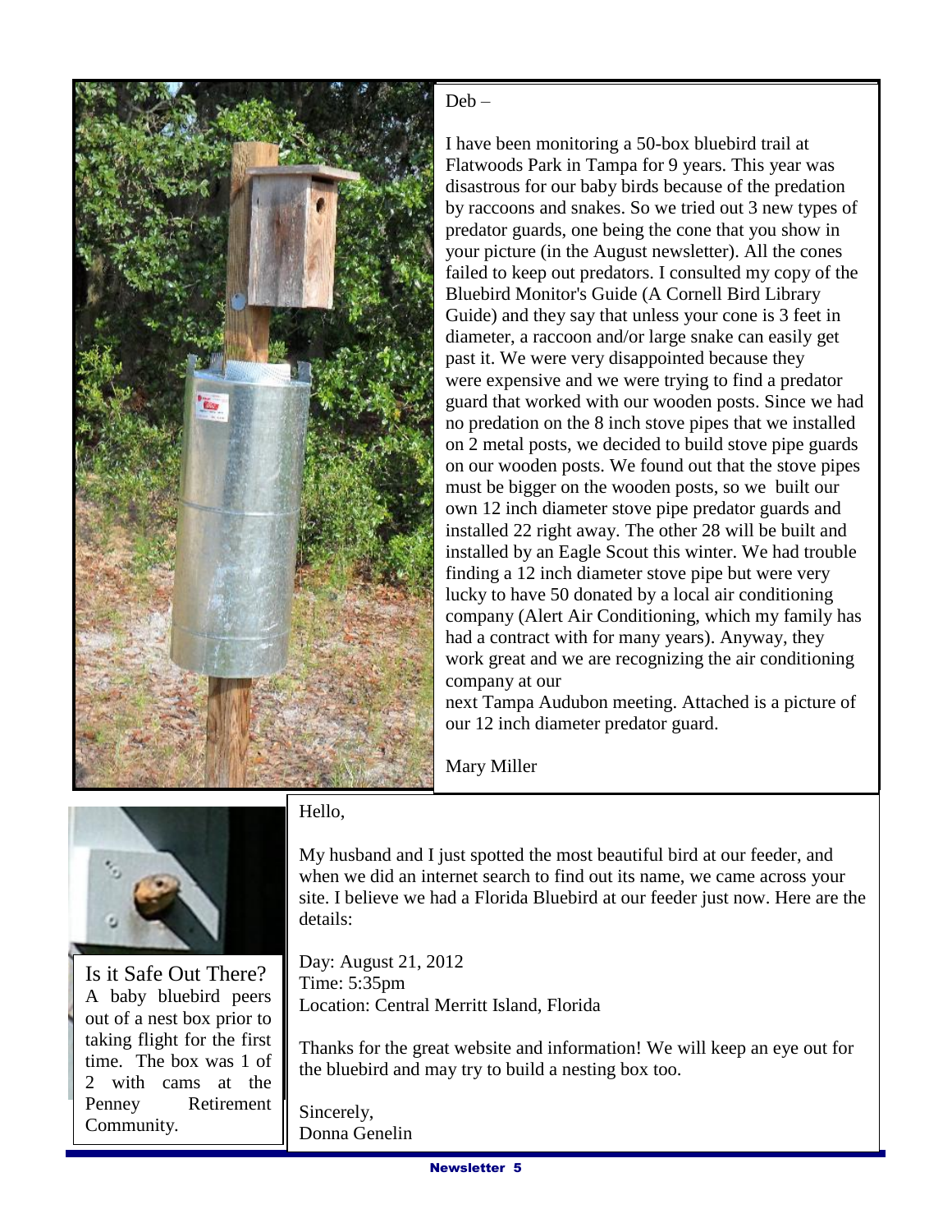Deb –

I have been monitoring a 50-box bluebird trail at Flatwoods Park in Tampa for 9 years. This year was disastrous for our baby birds because of the predation by raccoons and snakes. So we tried out 3 new types of predator guards, one being the cone that you show in your picture (in the August newsletter). All the cones failed to keep out predators. I consulted my copy of the Bluebird Monitor's Guide (A Cornell Bird Library Guide) and they say that unless your cone is 3 feet in diameter, a raccoon and/or large snake can easily get past it. We were very disappointed because they were expensive and we were trying to find a predator guard that worked with our wooden posts. Since we had no predation on the 8 inch stove pipes that we installed on 2 metal posts, we decided to build stove pipe guards on our wooden posts. We found out that the stove pipes must be bigger on the wooden posts, so we built our own 12 inch diameter stove pipe predator guards and installed 22 right away. The other 28 will be built and installed by an Eagle Scout this winter. We had trouble finding a 12 inch diameter stove pipe but were very lucky to have 50 donated by a local air conditioning company (Alert Air Conditioning, which my family has had a contract with for many years). Anyway, they work great and we are recognizing the air conditioning company at our next Tampa Audubon meeting. Attached is a picture of our 12 inch diameter predator guard.

Mary Miller

Is it Safe Out There?
A baby bluebird peers out of a nest box prior to taking flight for the first time. The box was 1 of 2 with cams at the Penney Retirement Community.

Hello,

My husband and I just spotted the most beautiful bird at our feeder, and when we did an internet search to find out its name, we came across your site. I believe we had a Florida Bluebird at our feeder just now. Here are the details:

Day: August 21, 2012
Time: 5:35pm
Location: Central Merritt Island, Florida

Thanks for the great website and information! We will keep an eye out for the bluebird and may try to build a nesting box too.

Sincerely,
Donna Genelin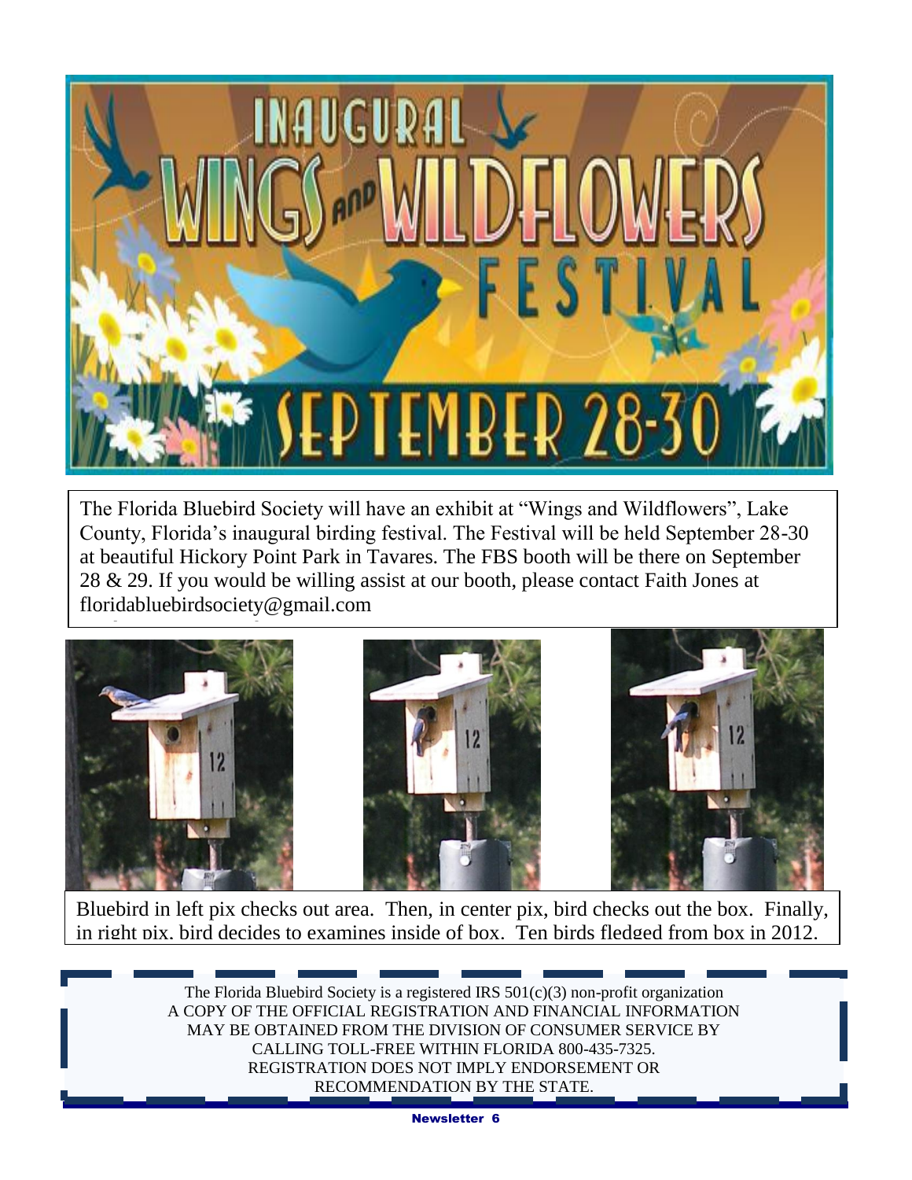The Florida Bluebird Society will have an exhibit at "Wings and Wildflowers", Lake County, Florida's inaugural birding festival. The Festival will be held September 28-30 at beautiful Hickory Point Park in Tavares. The FBS booth will be there on September 28 & 29. If you would be willing assist at our booth, please contact Faith Jones at floridabluebirdsociety@gmail.com

Bluebird in left pix checks out area. Then, in center pix, bird checks out the box. Finally, in right pix, bird decides to examines inside of box. Ten birds fledged from box in 2012.

The Florida Bluebird Society is a registered IRS 501(c)(3) non-profit organization
A COPY OF THE OFFICIAL REGISTRATION AND FINANCIAL INFORMATION MAY BE OBTAINED FROM THE DIVISION OF CONSUMER SERVICE BY CALLING TOLL-FREE WITHIN FLORIDA 800-435-7325.
REGISTRATION DOES NOT IMPLY ENDORSEMENT OR RECOMMENDATION BY THE STATE.